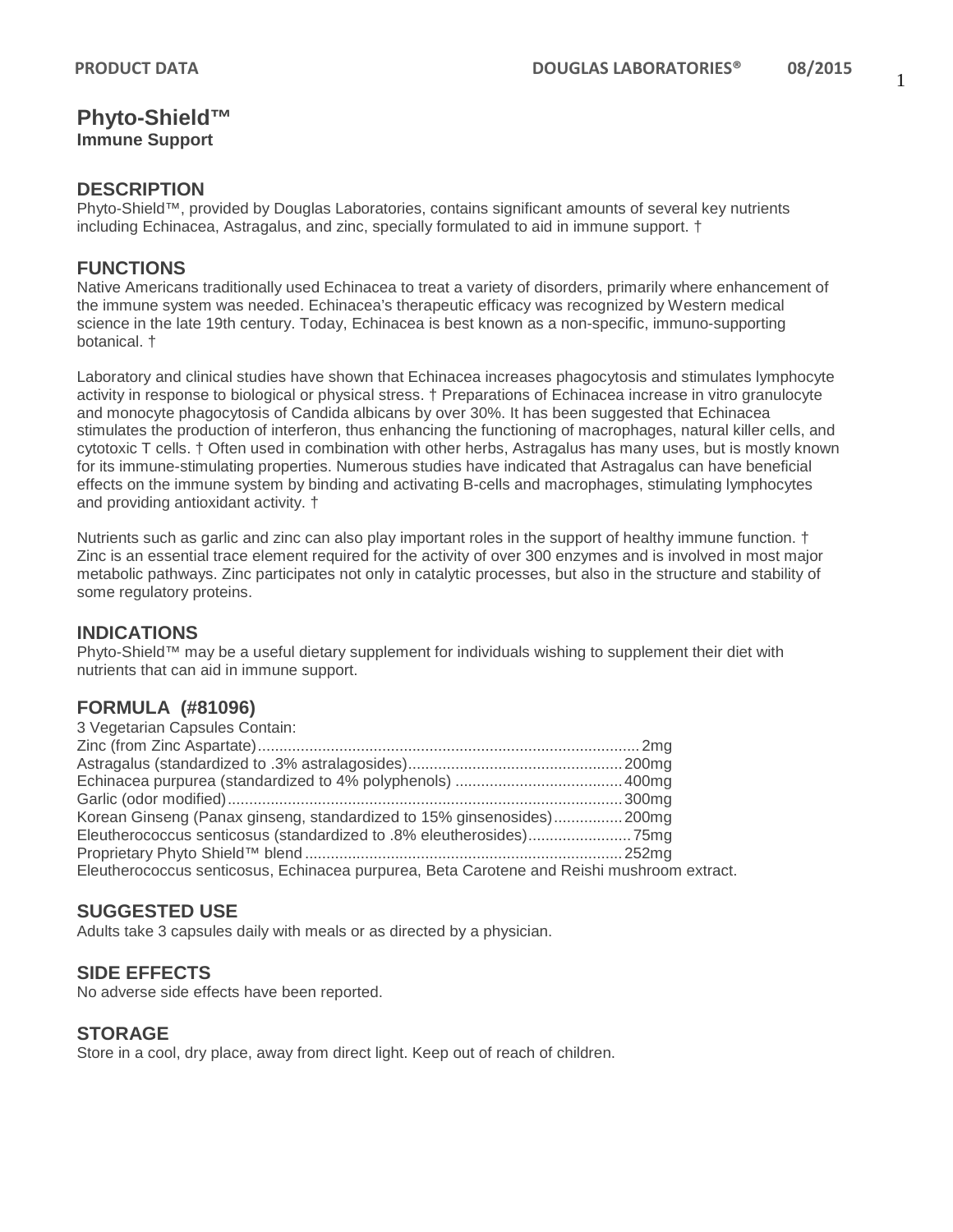# Phyto-Shield™

**Immune Support**

## DESCRIPTION

Phyto-Shield™, provided by Douglas Laboratories, contains significant amounts of several key nutrients including Echinacea, Astragalus, and zinc, specially formulated to aid in immune support. †

## FUNCTIONS

Native Americans traditionally used Echinacea to treat a variety of disorders, primarily where enhancement of the immune system was needed. Echinacea's therapeutic efficacy was recognized by Western medical science in the late 19th century. Today, Echinacea is best known as a non-specific, immuno-supporting botanical. †

Laboratory and clinical studies have shown that Echinacea increases phagocytosis and stimulates lymphocyte activity in response to biological or physical stress. † Preparations of Echinacea increase in vitro granulocyte and monocyte phagocytosis of Candida albicans by over 30%. It has been suggested that Echinacea stimulates the production of interferon, thus enhancing the functioning of macrophages, natural killer cells, and cytotoxic T cells. † Often used in combination with other herbs, Astragalus has many uses, but is mostly known for its immune-stimulating properties. Numerous studies have indicated that Astragalus can have beneficial effects on the immune system by binding and activating B-cells and macrophages, stimulating lymphocytes and providing antioxidant activity. †

Nutrients such as garlic and zinc can also play important roles in the support of healthy immune function. † Zinc is an essential trace element required for the activity of over 300 enzymes and is involved in most major metabolic pathways. Zinc participates not only in catalytic processes, but also in the structure and stability of some regulatory proteins.

## INDICATIONS

Phyto-Shield™ may be a useful dietary supplement for individuals wishing to supplement their diet with nutrients that can aid in immune support.

## FORMULA (#81096)

3 Vegetarian Capsules Contain:

| Ingredient | Amount |
|---|---|
| Zinc (from Zinc Aspartate) | 2mg |
| Astragalus (standardized to .3% astralagosides) | 200mg |
| Echinacea purpurea (standardized to 4% polyphenols) | 400mg |
| Garlic (odor modified) | 300mg |
| Korean Ginseng (Panax ginseng, standardized to 15% ginsenosides) | 200mg |
| Eleutherococcus senticosus (standardized to .8% eleutherosides) | 75mg |
| Proprietary Phyto Shield™ blend | 252mg |

Eleutherococcus senticosus, Echinacea purpurea, Beta Carotene and Reishi mushroom extract.

## SUGGESTED USE

Adults take 3 capsules daily with meals or as directed by a physician.

## SIDE EFFECTS

No adverse side effects have been reported.

## STORAGE

Store in a cool, dry place, away from direct light. Keep out of reach of children.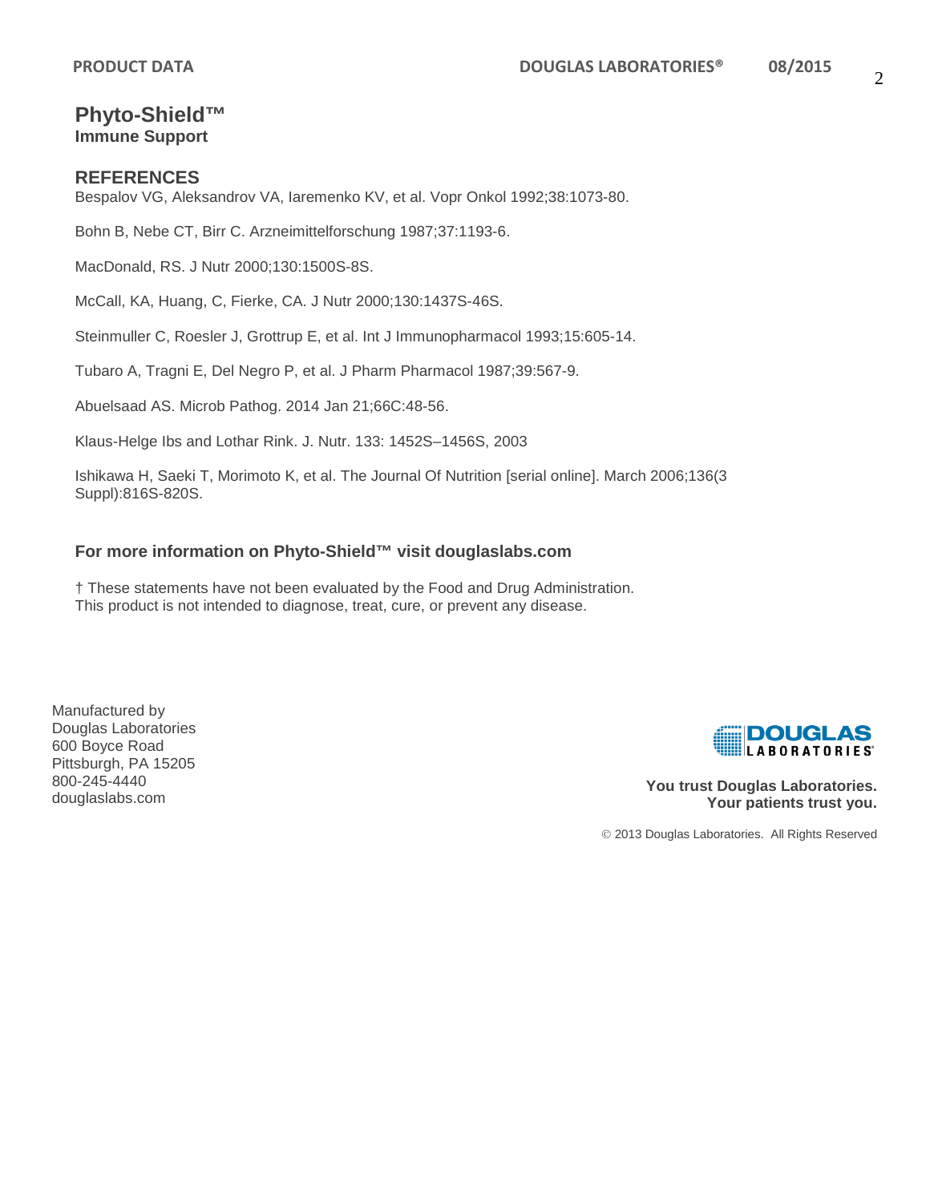# Phyto-Shield™

**Immune Support**

## REFERENCES

Bespalov VG, Aleksandrov VA, Iaremenko KV, et al. Vopr Onkol 1992;38:1073-80.

Bohn B, Nebe CT, Birr C. Arzneimittelforschung 1987;37:1193-6.

MacDonald, RS. J Nutr 2000;130:1500S-8S.

McCall, KA, Huang, C, Fierke, CA. J Nutr 2000;130:1437S-46S.

Steinmuller C, Roesler J, Grottrup E, et al. Int J Immunopharmacol 1993;15:605-14.

Tubaro A, Tragni E, Del Negro P, et al. J Pharm Pharmacol 1987;39:567-9.

Abuelsaad AS. Microb Pathog. 2014 Jan 21;66C:48-56.

Klaus-Helge Ibs and Lothar Rink. J. Nutr. 133: 1452S–1456S, 2003

Ishikawa H, Saeki T, Morimoto K, et al. The Journal Of Nutrition [serial online]. March 2006;136(3 Suppl):816S-820S.

**For more information on Phyto-Shield™ visit douglaslabs.com**

† These statements have not been evaluated by the Food and Drug Administration.
This product is not intended to diagnose, treat, cure, or prevent any disease.

Manufactured by
Douglas Laboratories
600 Boyce Road
Pittsburgh, PA 15205
800-245-4440
douglaslabs.com

DOUGLAS LABORATORIES

**You trust Douglas Laboratories.**
**Your patients trust you.**

© 2013 Douglas Laboratories. All Rights Reserved